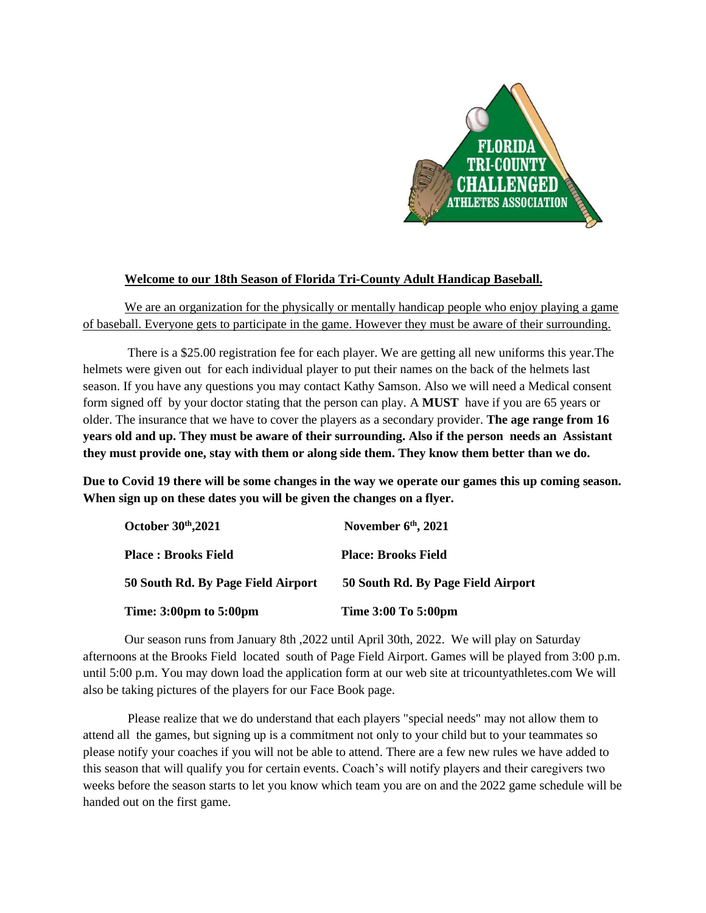**Welcome to our 18th Season of Florida Tri-County Adult Handicap Baseball.**

We are an organization for the physically or mentally handicap people who enjoy playing a game of baseball. Everyone gets to participate in the game. However they must be aware of their surrounding.

There is a $25.00 registration fee for each player. We are getting all new uniforms this year.The helmets were given out for each individual player to put their names on the back of the helmets last season. If you have any questions you may contact Kathy Samson. Also we will need a Medical consent form signed off by your doctor stating that the person can play. A **MUST** have if you are 65 years or older. The insurance that we have to cover the players as a secondary provider. **The age range from 16 years old and up. They must be aware of their surrounding. Also if the person needs an Assistant they must provide one, stay with them or along side them. They know them better than we do.**

**Due to Covid 19 there will be some changes in the way we operate our games this up coming season. When sign up on these dates you will be given the changes on a flyer.**

| October 30th,2021 | November 6th, 2021 |
|---|---|
| Place : Brooks Field | Place: Brooks Field |
| 50 South Rd. By Page Field Airport | 50 South Rd. By Page Field Airport |
| Time: 3:00pm to 5:00pm | Time 3:00 To 5:00pm |

Our season runs from January 8th ,2022 until April 30th, 2022. We will play on Saturday afternoons at the Brooks Field located south of Page Field Airport. Games will be played from 3:00 p.m. until 5:00 p.m. You may down load the application form at our web site at tricountyathletes.com We will also be taking pictures of the players for our Face Book page.

Please realize that we do understand that each players "special needs" may not allow them to attend all the games, but signing up is a commitment not only to your child but to your teammates so please notify your coaches if you will not be able to attend. There are a few new rules we have added to this season that will qualify you for certain events. Coach's will notify players and their caregivers two weeks before the season starts to let you know which team you are on and the 2022 game schedule will be handed out on the first game.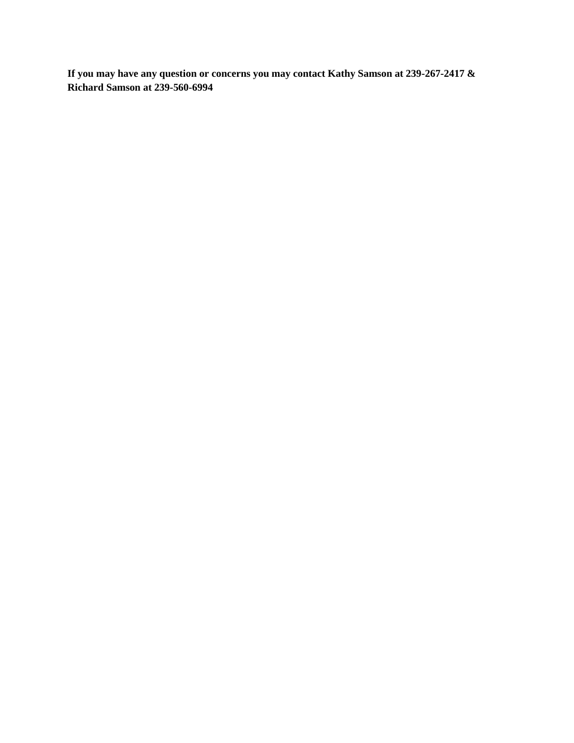**If you may have any question or concerns you may contact Kathy Samson at 239-267-2417 & Richard Samson at 239-560-6994**